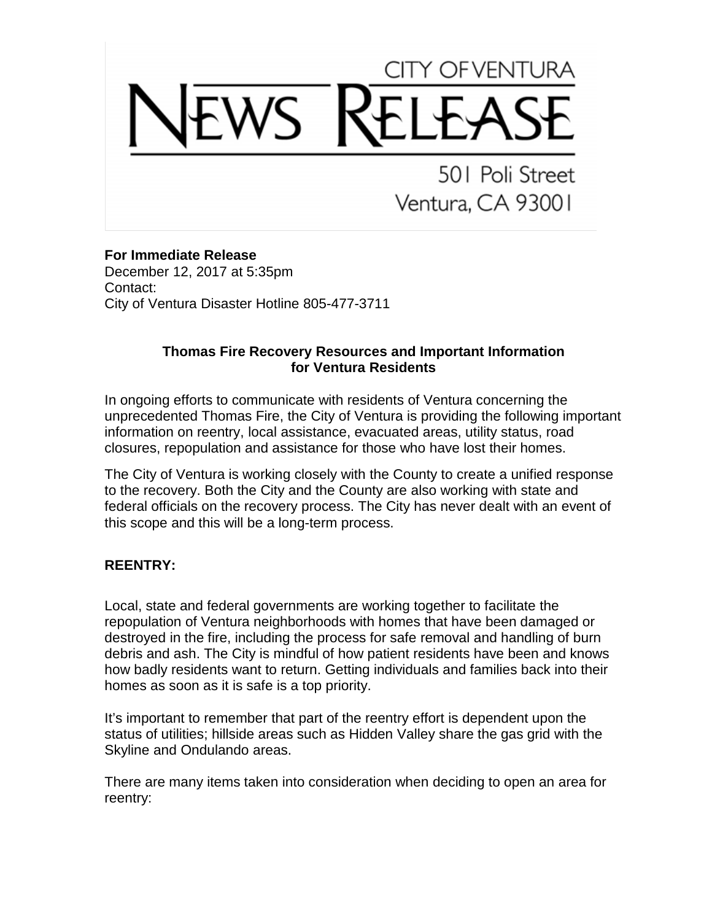CITY OF VENTURA

# NEWS RELEASE

501 Poli Street
Ventura, CA 93001

**For Immediate Release**
December 12, 2017 at 5:35pm
Contact:
City of Ventura Disaster Hotline 805-477-3711

## Thomas Fire Recovery Resources and Important Information for Ventura Residents

In ongoing efforts to communicate with residents of Ventura concerning the unprecedented Thomas Fire, the City of Ventura is providing the following important information on reentry, local assistance, evacuated areas, utility status, road closures, repopulation and assistance for those who have lost their homes.

The City of Ventura is working closely with the County to create a unified response to the recovery. Both the City and the County are also working with state and federal officials on the recovery process. The City has never dealt with an event of this scope and this will be a long-term process.

### REENTRY:

Local, state and federal governments are working together to facilitate the repopulation of Ventura neighborhoods with homes that have been damaged or destroyed in the fire, including the process for safe removal and handling of burn debris and ash. The City is mindful of how patient residents have been and knows how badly residents want to return. Getting individuals and families back into their homes as soon as it is safe is a top priority.

It's important to remember that part of the reentry effort is dependent upon the status of utilities; hillside areas such as Hidden Valley share the gas grid with the Skyline and Ondulando areas.

There are many items taken into consideration when deciding to open an area for reentry: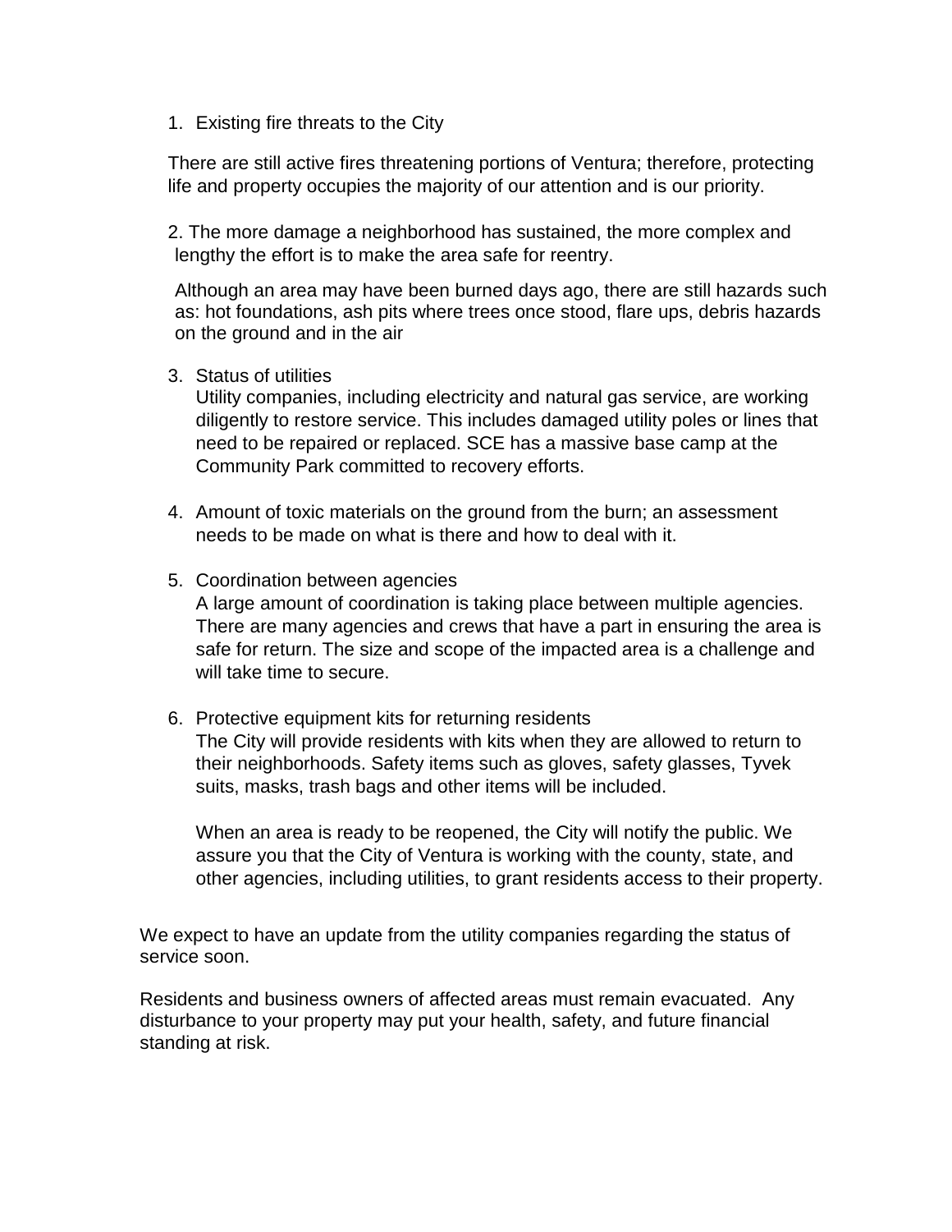1. Existing fire threats to the City

   There are still active fires threatening portions of Ventura; therefore, protecting life and property occupies the majority of our attention and is our priority.

2. The more damage a neighborhood has sustained, the more complex and lengthy the effort is to make the area safe for reentry.

   Although an area may have been burned days ago, there are still hazards such as: hot foundations, ash pits where trees once stood, flare ups, debris hazards on the ground and in the air

3. Status of utilities
   Utility companies, including electricity and natural gas service, are working diligently to restore service. This includes damaged utility poles or lines that need to be repaired or replaced. SCE has a massive base camp at the Community Park committed to recovery efforts.

4. Amount of toxic materials on the ground from the burn; an assessment needs to be made on what is there and how to deal with it.

5. Coordination between agencies
   A large amount of coordination is taking place between multiple agencies. There are many agencies and crews that have a part in ensuring the area is safe for return. The size and scope of the impacted area is a challenge and will take time to secure.

6. Protective equipment kits for returning residents
   The City will provide residents with kits when they are allowed to return to their neighborhoods. Safety items such as gloves, safety glasses, Tyvek suits, masks, trash bags and other items will be included.

   When an area is ready to be reopened, the City will notify the public. We assure you that the City of Ventura is working with the county, state, and other agencies, including utilities, to grant residents access to their property.

We expect to have an update from the utility companies regarding the status of service soon.

Residents and business owners of affected areas must remain evacuated. Any disturbance to your property may put your health, safety, and future financial standing at risk.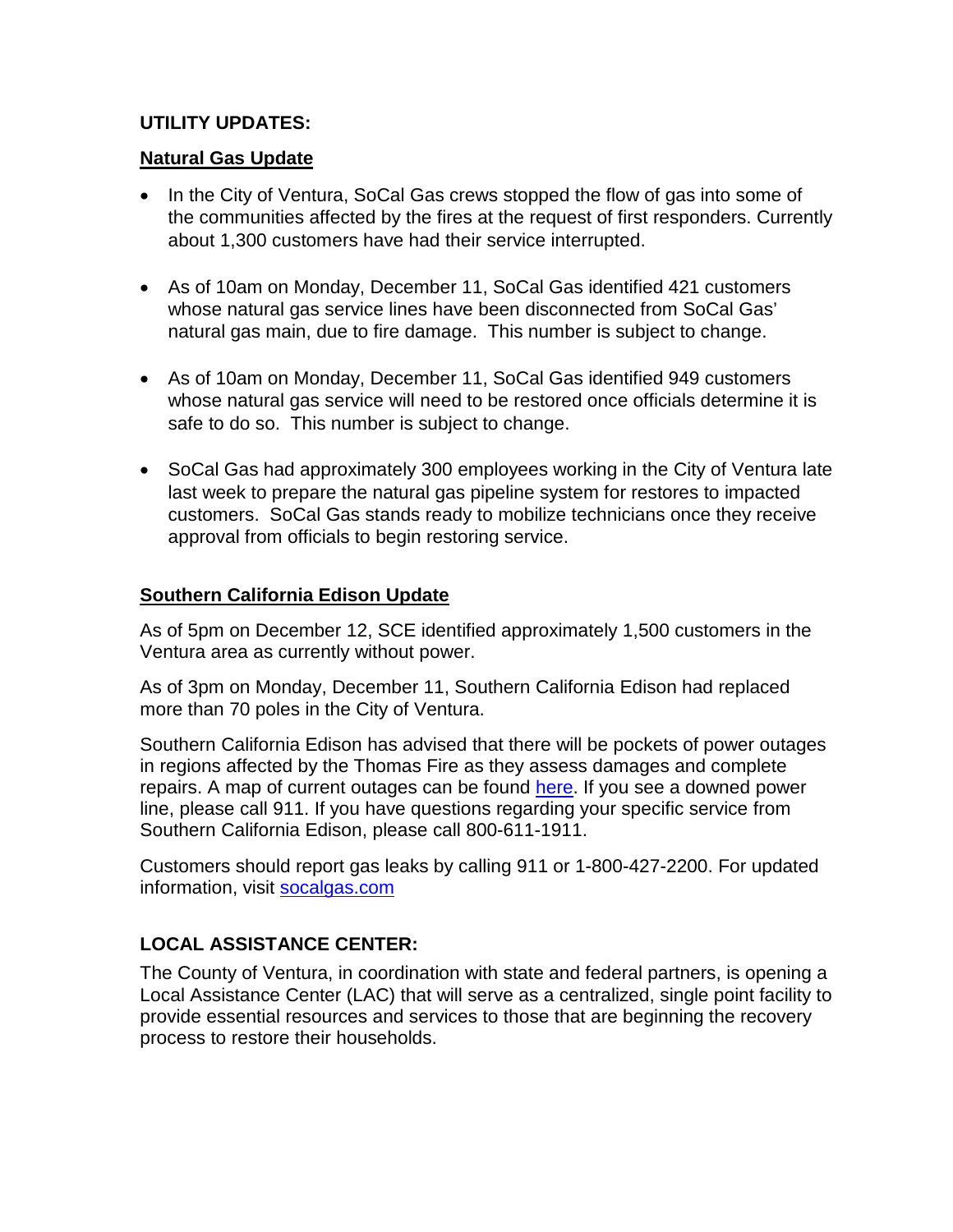**UTILITY UPDATES:**

**Natural Gas Update**

- In the City of Ventura, SoCal Gas crews stopped the flow of gas into some of the communities affected by the fires at the request of first responders. Currently about 1,300 customers have had their service interrupted.
- As of 10am on Monday, December 11, SoCal Gas identified 421 customers whose natural gas service lines have been disconnected from SoCal Gas' natural gas main, due to fire damage. This number is subject to change.
- As of 10am on Monday, December 11, SoCal Gas identified 949 customers whose natural gas service will need to be restored once officials determine it is safe to do so. This number is subject to change.
- SoCal Gas had approximately 300 employees working in the City of Ventura late last week to prepare the natural gas pipeline system for restores to impacted customers. SoCal Gas stands ready to mobilize technicians once they receive approval from officials to begin restoring service.

**Southern California Edison Update**

As of 5pm on December 12, SCE identified approximately 1,500 customers in the Ventura area as currently without power.

As of 3pm on Monday, December 11, Southern California Edison had replaced more than 70 poles in the City of Ventura.

Southern California Edison has advised that there will be pockets of power outages in regions affected by the Thomas Fire as they assess damages and complete repairs. A map of current outages can be found here. If you see a downed power line, please call 911. If you have questions regarding your specific service from Southern California Edison, please call 800-611-1911.

Customers should report gas leaks by calling 911 or 1-800-427-2200. For updated information, visit socalgas.com

**LOCAL ASSISTANCE CENTER:**

The County of Ventura, in coordination with state and federal partners, is opening a Local Assistance Center (LAC) that will serve as a centralized, single point facility to provide essential resources and services to those that are beginning the recovery process to restore their households.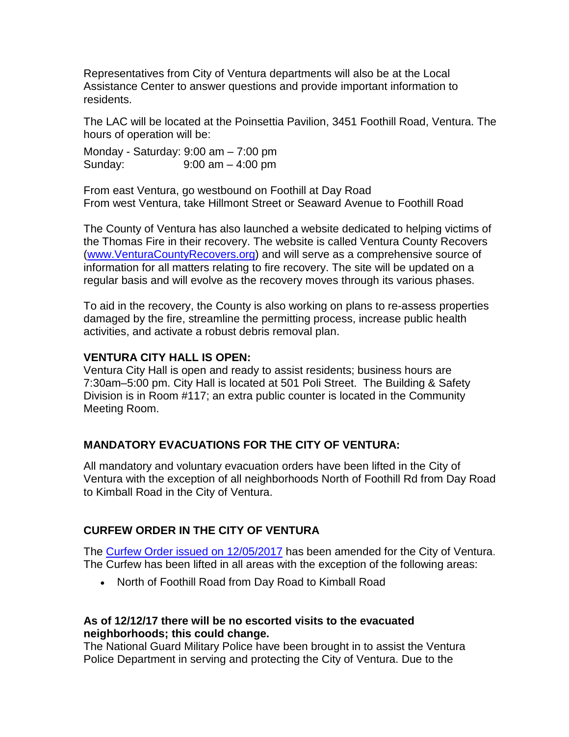Representatives from City of Ventura departments will also be at the Local Assistance Center to answer questions and provide important information to residents.

The LAC will be located at the Poinsettia Pavilion, 3451 Foothill Road, Ventura. The hours of operation will be:

Monday - Saturday: 9:00 am – 7:00 pm
Sunday: 9:00 am – 4:00 pm

From east Ventura, go westbound on Foothill at Day Road
From west Ventura, take Hillmont Street or Seaward Avenue to Foothill Road

The County of Ventura has also launched a website dedicated to helping victims of the Thomas Fire in their recovery. The website is called Ventura County Recovers (www.VenturaCountyRecovers.org) and will serve as a comprehensive source of information for all matters relating to fire recovery. The site will be updated on a regular basis and will evolve as the recovery moves through its various phases.

To aid in the recovery, the County is also working on plans to re-assess properties damaged by the fire, streamline the permitting process, increase public health activities, and activate a robust debris removal plan.

**VENTURA CITY HALL IS OPEN:**
Ventura City Hall is open and ready to assist residents; business hours are 7:30am–5:00 pm. City Hall is located at 501 Poli Street. The Building & Safety Division is in Room #117; an extra public counter is located in the Community Meeting Room.

**MANDATORY EVACUATIONS FOR THE CITY OF VENTURA:**

All mandatory and voluntary evacuation orders have been lifted in the City of Ventura with the exception of all neighborhoods North of Foothill Rd from Day Road to Kimball Road in the City of Ventura.

**CURFEW ORDER IN THE CITY OF VENTURA**

The Curfew Order issued on 12/05/2017 has been amended for the City of Ventura. The Curfew has been lifted in all areas with the exception of the following areas:

- North of Foothill Road from Day Road to Kimball Road

**As of 12/12/17 there will be no escorted visits to the evacuated neighborhoods; this could change.**
The National Guard Military Police have been brought in to assist the Ventura Police Department in serving and protecting the City of Ventura. Due to the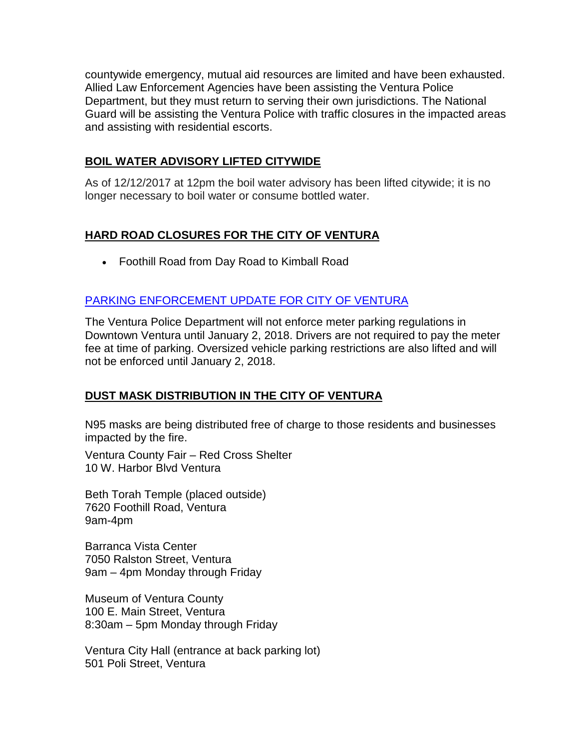countywide emergency, mutual aid resources are limited and have been exhausted. Allied Law Enforcement Agencies have been assisting the Ventura Police Department, but they must return to serving their own jurisdictions. The National Guard will be assisting the Ventura Police with traffic closures in the impacted areas and assisting with residential escorts.

## BOIL WATER ADVISORY LIFTED CITYWIDE

As of 12/12/2017 at 12pm the boil water advisory has been lifted citywide; it is no longer necessary to boil water or consume bottled water.

## HARD ROAD CLOSURES FOR THE CITY OF VENTURA

- Foothill Road from Day Road to Kimball Road

## PARKING ENFORCEMENT UPDATE FOR CITY OF VENTURA

The Ventura Police Department will not enforce meter parking regulations in Downtown Ventura until January 2, 2018. Drivers are not required to pay the meter fee at time of parking. Oversized vehicle parking restrictions are also lifted and will not be enforced until January 2, 2018.

## DUST MASK DISTRIBUTION IN THE CITY OF VENTURA

N95 masks are being distributed free of charge to those residents and businesses impacted by the fire.

Ventura County Fair – Red Cross Shelter
10 W. Harbor Blvd Ventura

Beth Torah Temple (placed outside)
7620 Foothill Road, Ventura
9am-4pm

Barranca Vista Center
7050 Ralston Street, Ventura
9am – 4pm Monday through Friday

Museum of Ventura County
100 E. Main Street, Ventura
8:30am – 5pm Monday through Friday

Ventura City Hall (entrance at back parking lot)
501 Poli Street, Ventura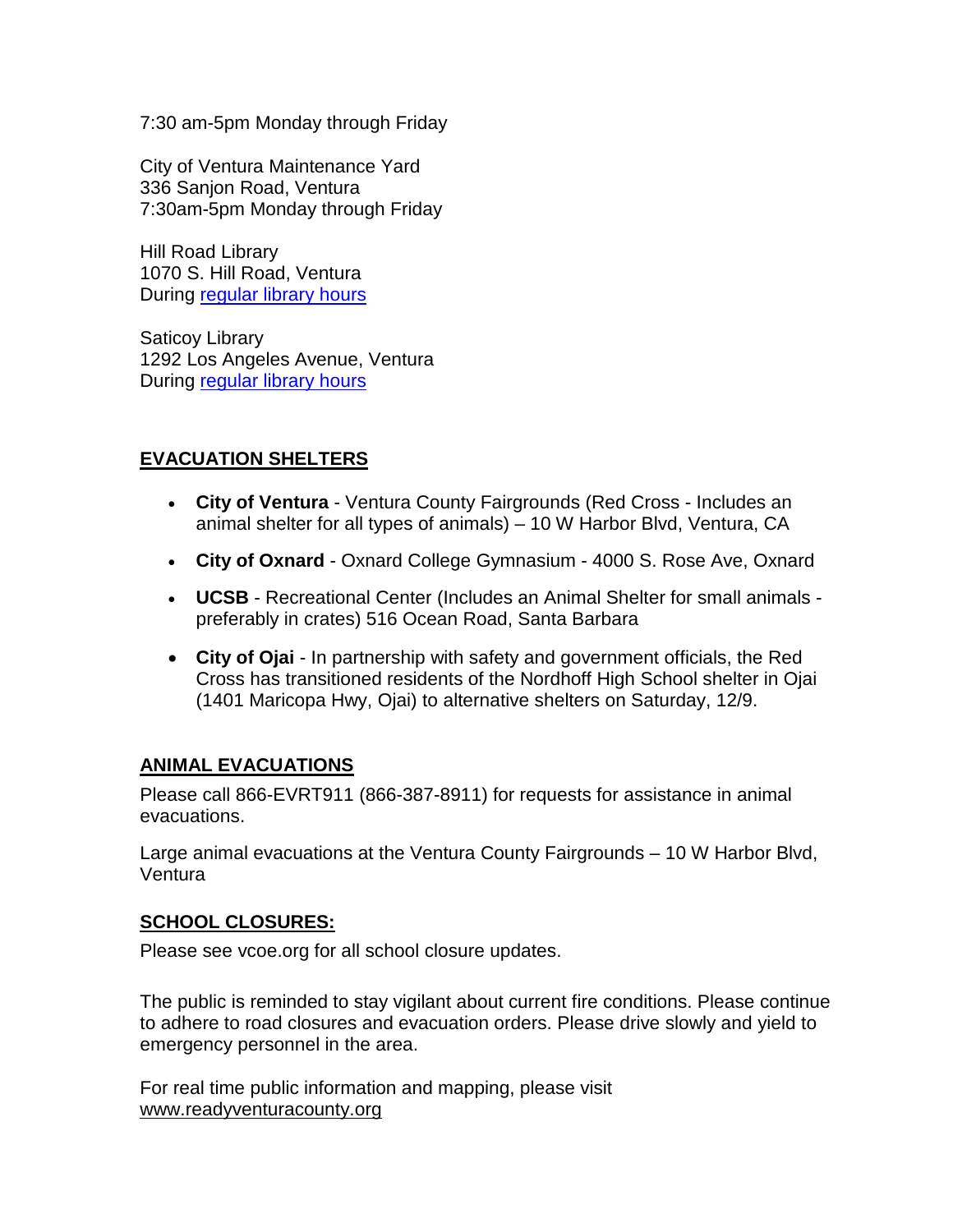7:30 am-5pm Monday through Friday

City of Ventura Maintenance Yard
336 Sanjon Road, Ventura
7:30am-5pm Monday through Friday

Hill Road Library
1070 S. Hill Road, Ventura
During [regular library hours]

Saticoy Library
1292 Los Angeles Avenue, Ventura
During [regular library hours]

## EVACUATION SHELTERS

- **City of Ventura** - Ventura County Fairgrounds (Red Cross - Includes an animal shelter for all types of animals) – 10 W Harbor Blvd, Ventura, CA
- **City of Oxnard** - Oxnard College Gymnasium - 4000 S. Rose Ave, Oxnard
- **UCSB** - Recreational Center (Includes an Animal Shelter for small animals - preferably in crates) 516 Ocean Road, Santa Barbara
- **City of Ojai** - In partnership with safety and government officials, the Red Cross has transitioned residents of the Nordhoff High School shelter in Ojai (1401 Maricopa Hwy, Ojai) to alternative shelters on Saturday, 12/9.

## ANIMAL EVACUATIONS

Please call 866-EVRT911 (866-387-8911) for requests for assistance in animal evacuations.

Large animal evacuations at the Ventura County Fairgrounds – 10 W Harbor Blvd, Ventura

## SCHOOL CLOSURES:

Please see vcoe.org for all school closure updates.

The public is reminded to stay vigilant about current fire conditions. Please continue to adhere to road closures and evacuation orders. Please drive slowly and yield to emergency personnel in the area.

For real time public information and mapping, please visit www.readyventuracounty.org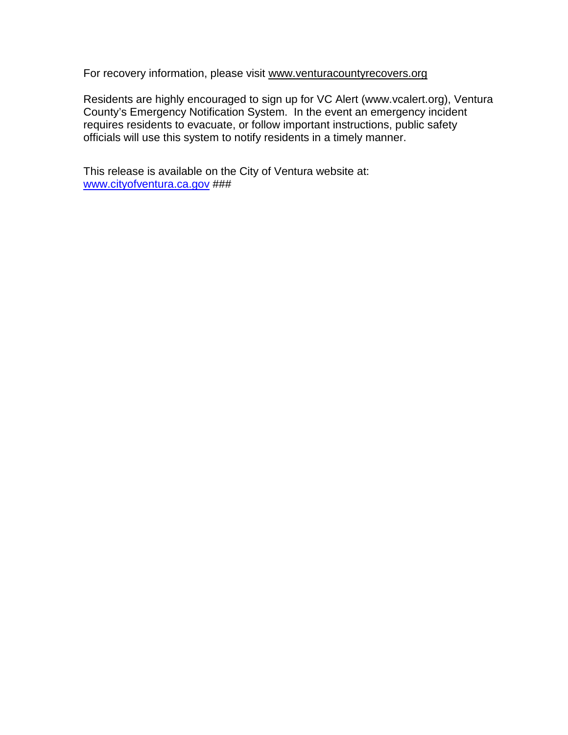For recovery information, please visit www.venturacountyrecovers.org

Residents are highly encouraged to sign up for VC Alert (www.vcalert.org), Ventura County's Emergency Notification System. In the event an emergency incident requires residents to evacuate, or follow important instructions, public safety officials will use this system to notify residents in a timely manner.

This release is available on the City of Ventura website at: www.cityofventura.ca.gov ###